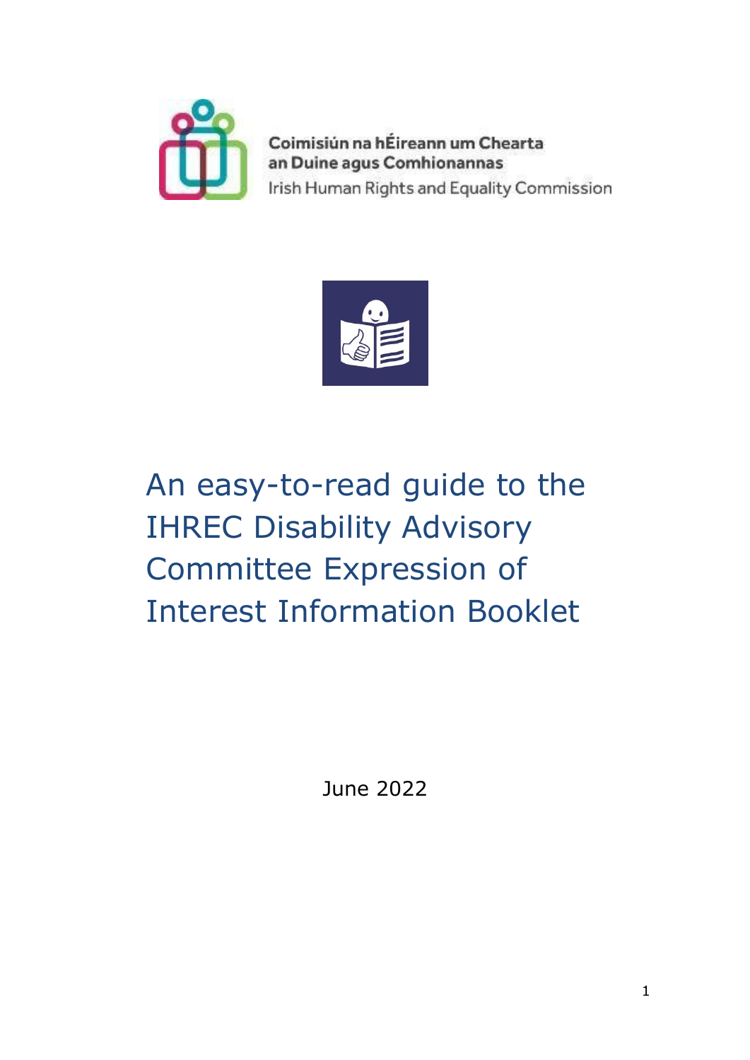Coimisiún na hÉireann um Chearta an Duine agus Comhionannas

Irish Human Rights and Equality Commission

# An easy-to-read guide to the IHREC Disability Advisory Committee Expression of Interest Information Booklet

June 2022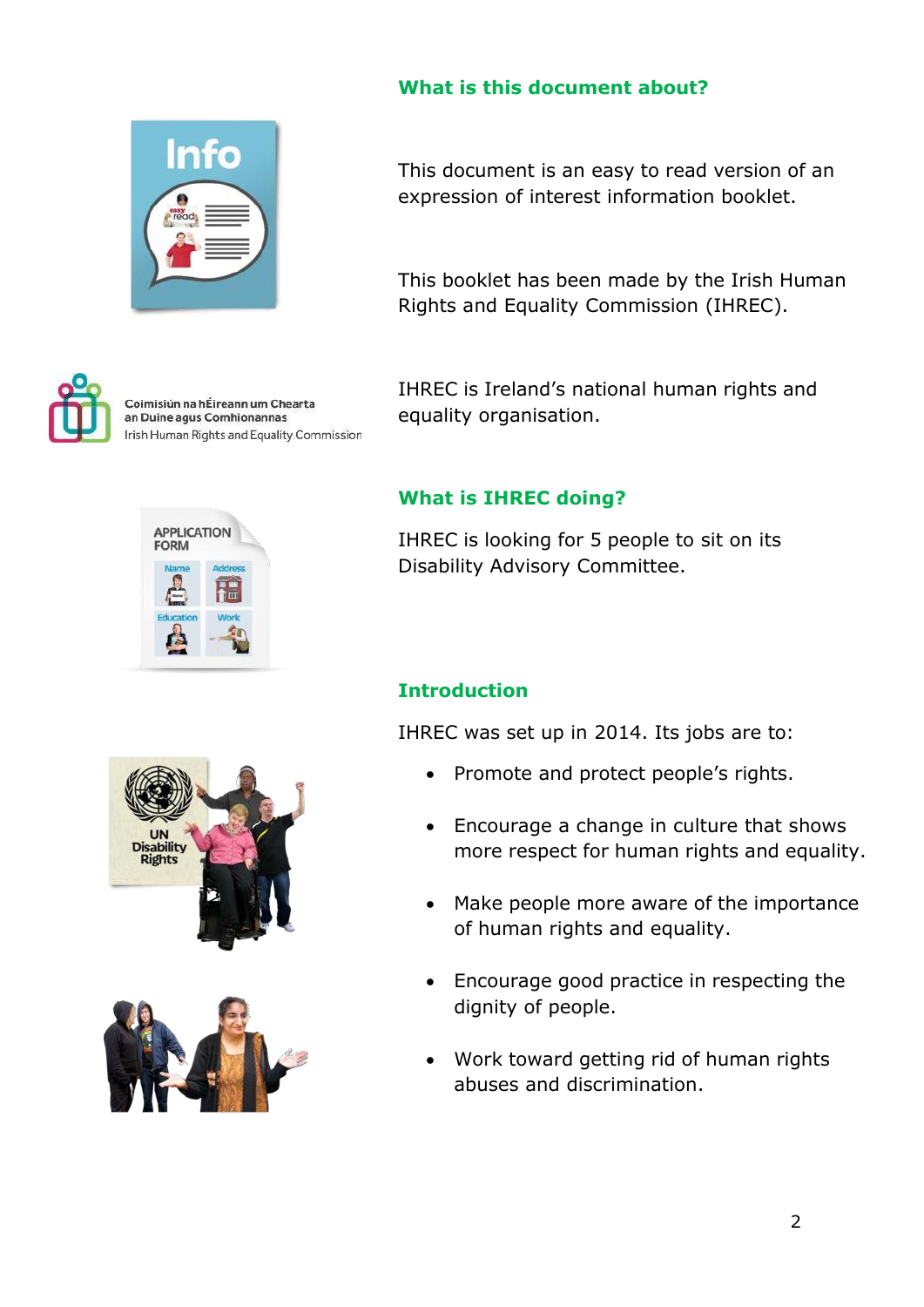## What is this document about?

This document is an easy to read version of an expression of interest information booklet.

This booklet has been made by the Irish Human Rights and Equality Commission (IHREC).

IHREC is Ireland's national human rights and equality organisation.

## What is IHREC doing?

IHREC is looking for 5 people to sit on its Disability Advisory Committee.

## Introduction

IHREC was set up in 2014. Its jobs are to:

- Promote and protect people's rights.
- Encourage a change in culture that shows more respect for human rights and equality.
- Make people more aware of the importance of human rights and equality.
- Encourage good practice in respecting the dignity of people.
- Work toward getting rid of human rights abuses and discrimination.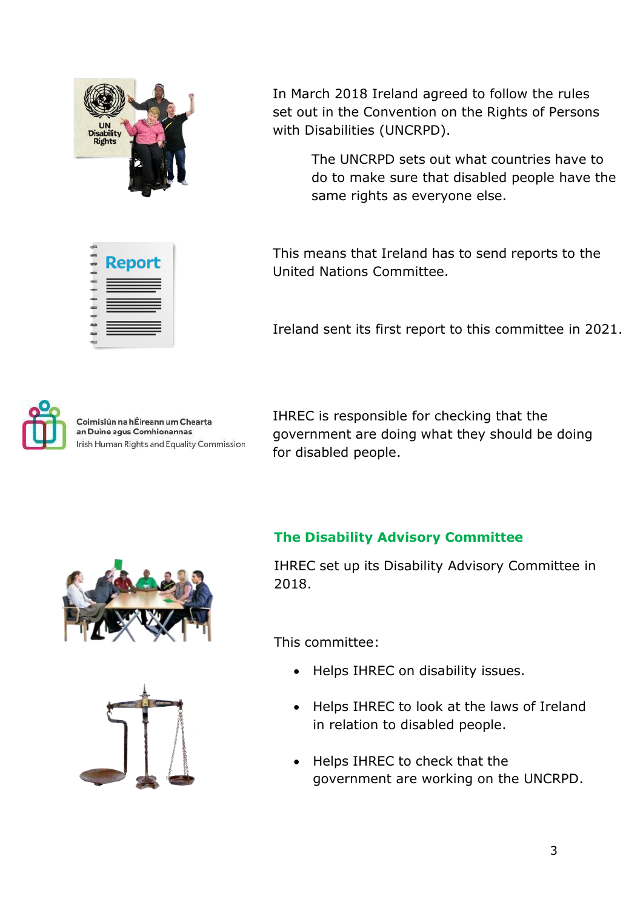In March 2018 Ireland agreed to follow the rules set out in the Convention on the Rights of Persons with Disabilities (UNCRPD).

The UNCRPD sets out what countries have to do to make sure that disabled people have the same rights as everyone else.

This means that Ireland has to send reports to the United Nations Committee.

Ireland sent its first report to this committee in 2021.

IHREC is responsible for checking that the government are doing what they should be doing for disabled people.

## The Disability Advisory Committee

IHREC set up its Disability Advisory Committee in 2018.

This committee:

- Helps IHREC on disability issues.
- Helps IHREC to look at the laws of Ireland in relation to disabled people.
- Helps IHREC to check that the government are working on the UNCRPD.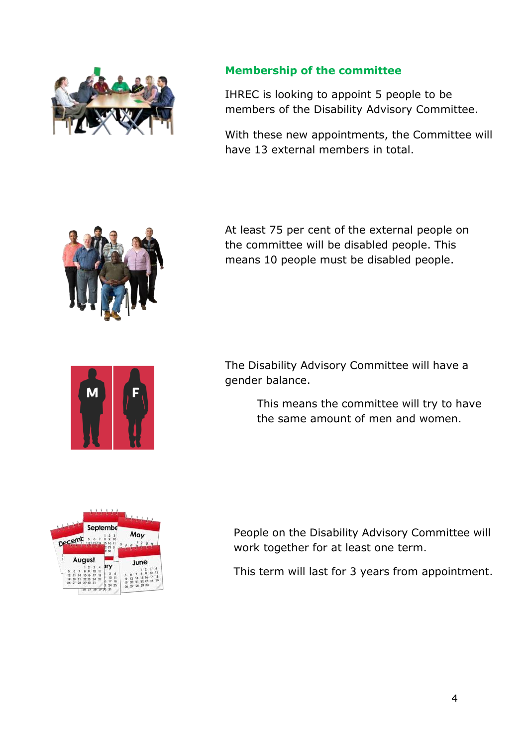## Membership of the committee

IHREC is looking to appoint 5 people to be members of the Disability Advisory Committee.

With these new appointments, the Committee will have 13 external members in total.

At least 75 per cent of the external people on the committee will be disabled people. This means 10 people must be disabled people.

The Disability Advisory Committee will have a gender balance.

This means the committee will try to have the same amount of men and women.

People on the Disability Advisory Committee will work together for at least one term.

This term will last for 3 years from appointment.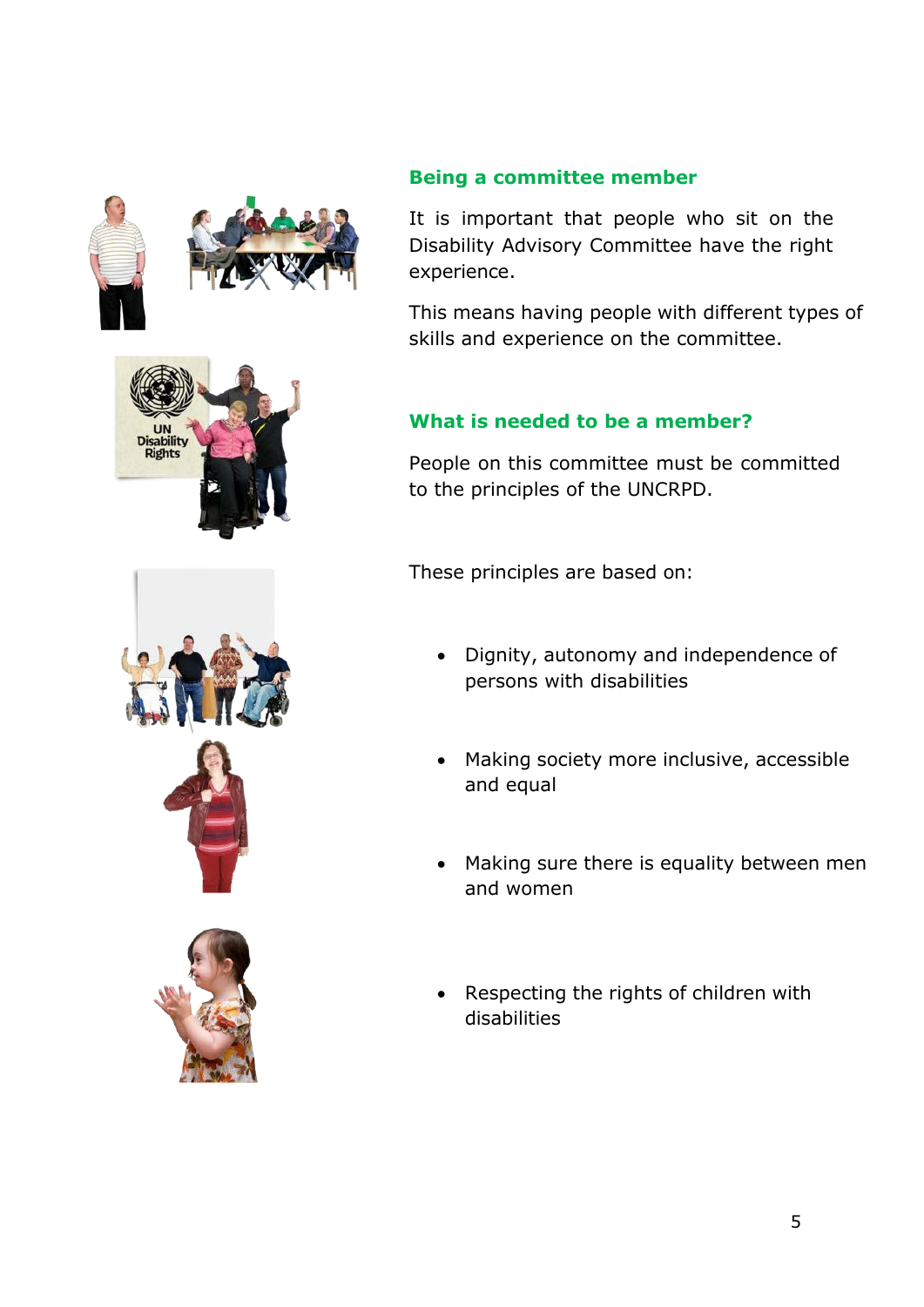## Being a committee member

It is important that people who sit on the Disability Advisory Committee have the right experience.

This means having people with different types of skills and experience on the committee.

## What is needed to be a member?

People on this committee must be committed to the principles of the UNCRPD.

These principles are based on:

- Dignity, autonomy and independence of persons with disabilities
- Making society more inclusive, accessible and equal
- Making sure there is equality between men and women
- Respecting the rights of children with disabilities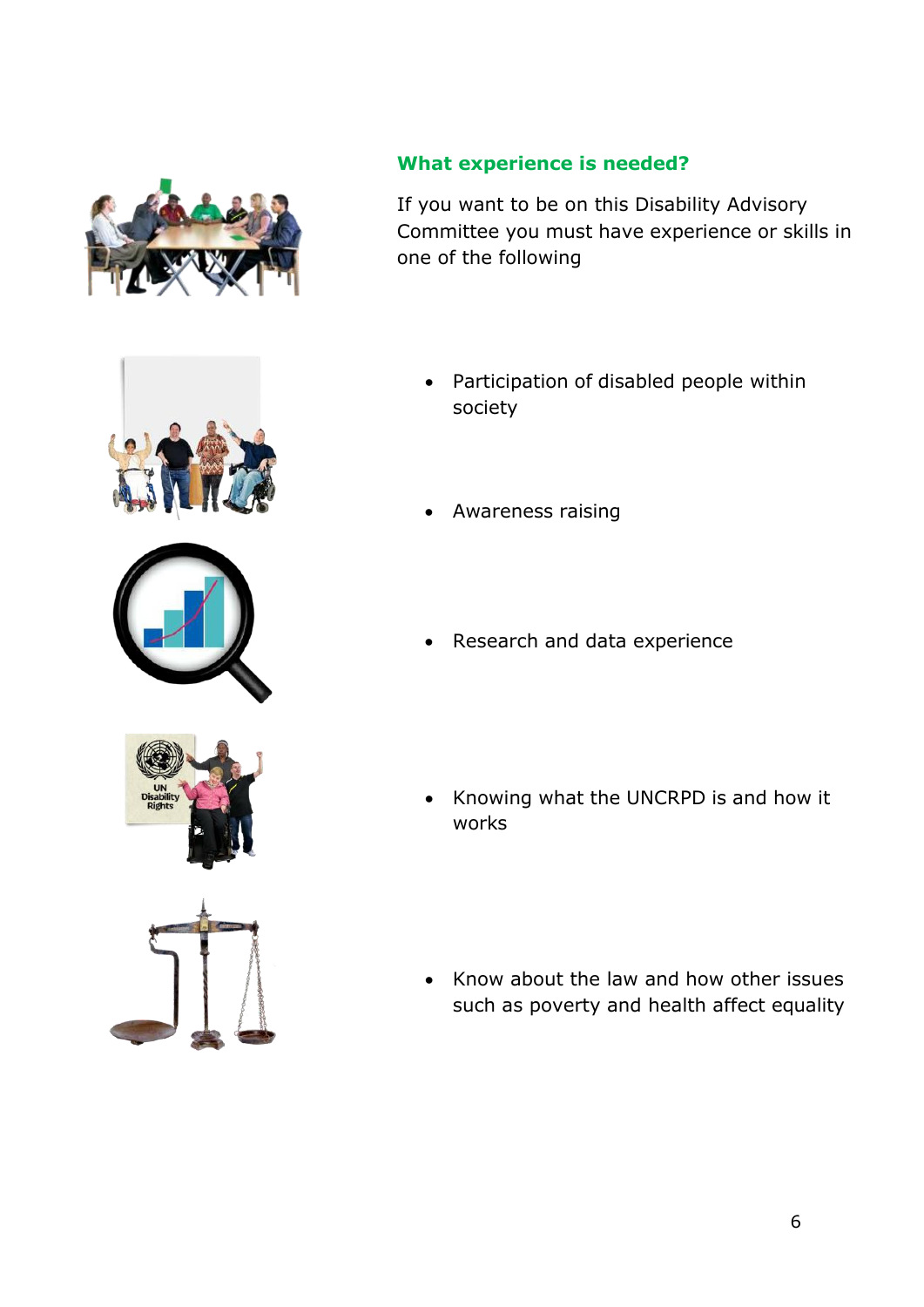## What experience is needed?

If you want to be on this Disability Advisory Committee you must have experience or skills in one of the following

- Participation of disabled people within society
- Awareness raising
- Research and data experience
- Knowing what the UNCRPD is and how it works
- Know about the law and how other issues such as poverty and health affect equality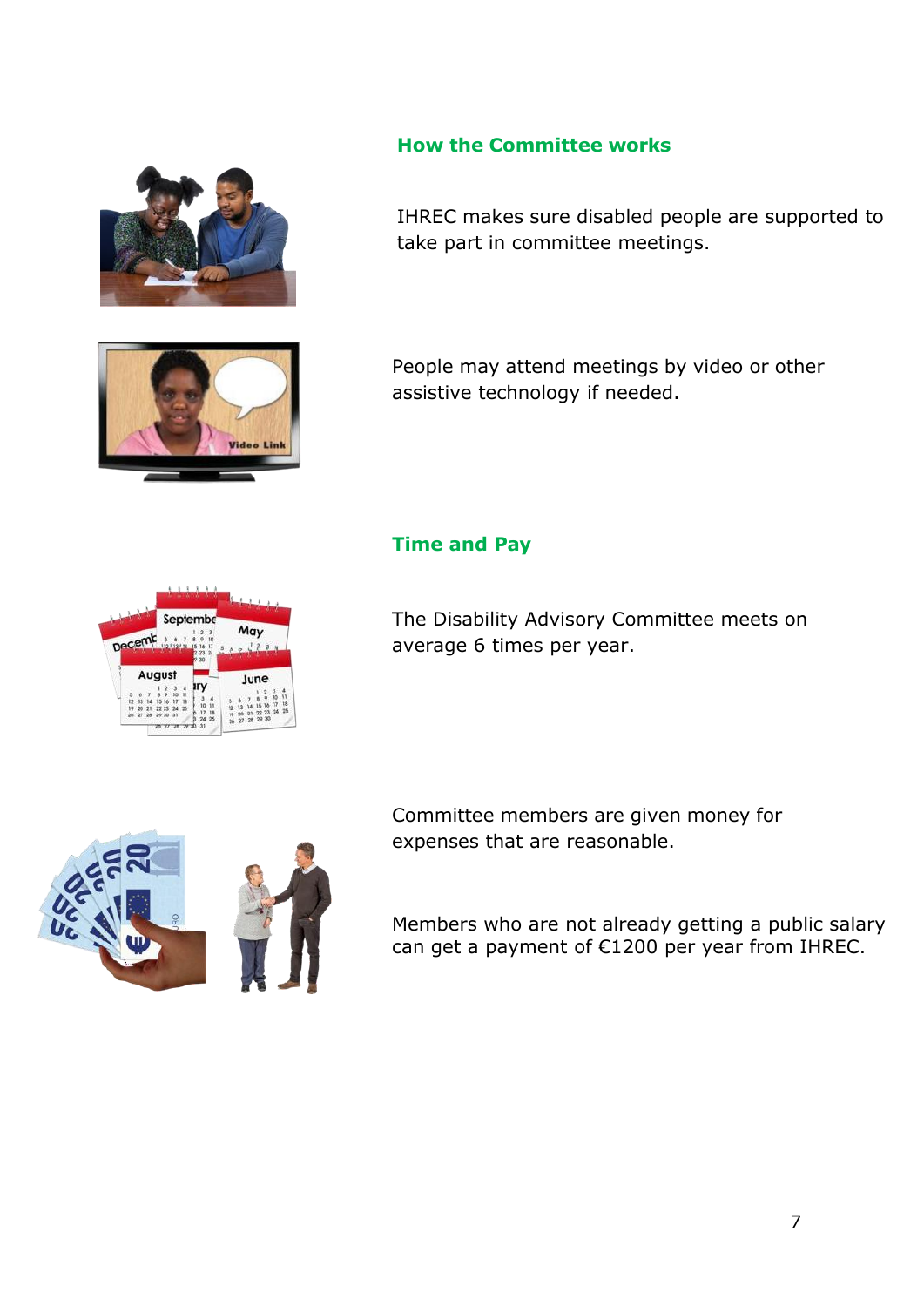## How the Committee works

IHREC makes sure disabled people are supported to take part in committee meetings.

People may attend meetings by video or other assistive technology if needed.

## Time and Pay

The Disability Advisory Committee meets on average 6 times per year.

Committee members are given money for expenses that are reasonable.

Members who are not already getting a public salary can get a payment of €1200 per year from IHREC.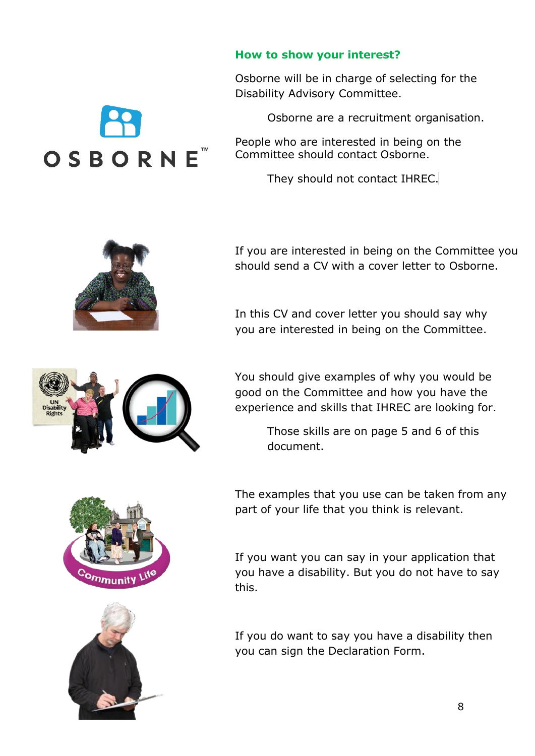## How to show your interest?

Osborne will be in charge of selecting for the Disability Advisory Committee.

Osborne are a recruitment organisation.

People who are interested in being on the Committee should contact Osborne.

They should not contact IHREC.

If you are interested in being on the Committee you should send a CV with a cover letter to Osborne.

In this CV and cover letter you should say why you are interested in being on the Committee.

You should give examples of why you would be good on the Committee and how you have the experience and skills that IHREC are looking for.

Those skills are on page 5 and 6 of this document.

The examples that you use can be taken from any part of your life that you think is relevant.

If you want you can say in your application that you have a disability. But you do not have to say this.

If you do want to say you have a disability then you can sign the Declaration Form.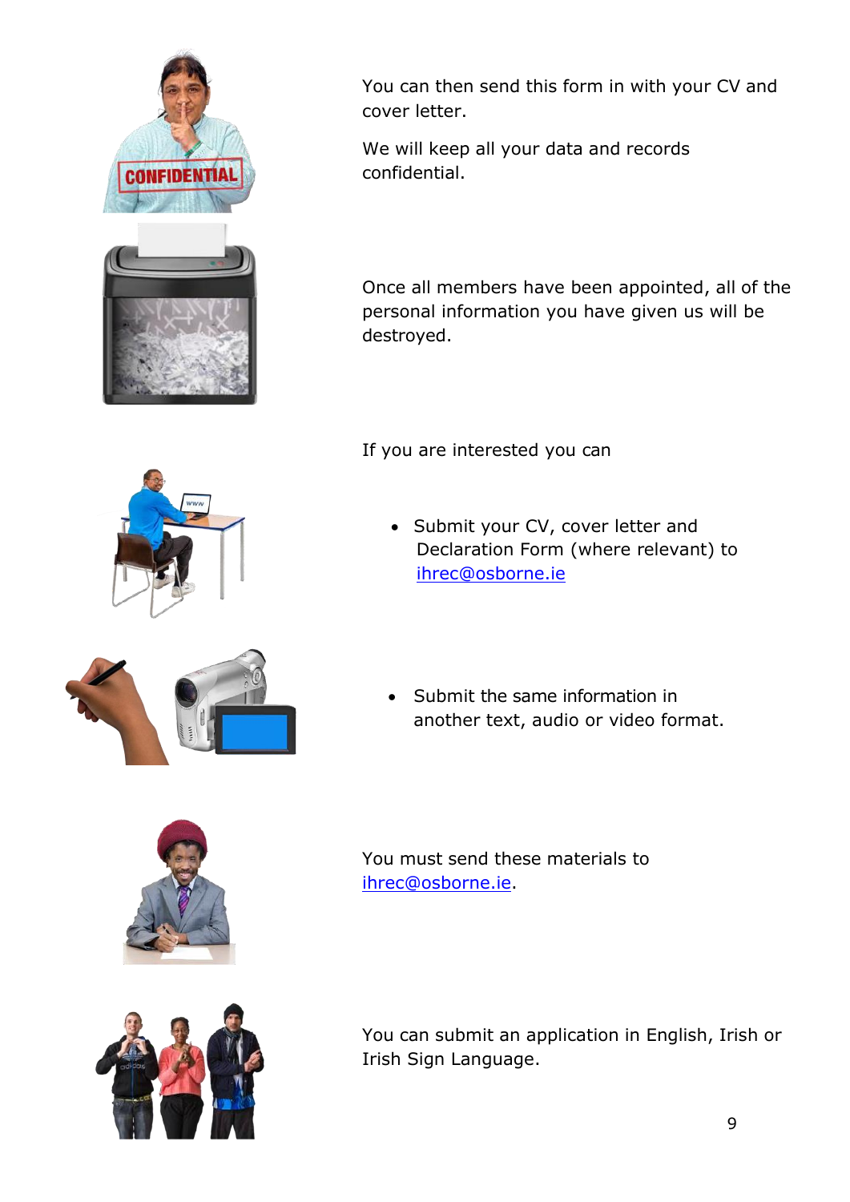You can then send this form in with your CV and cover letter.

We will keep all your data and records confidential.

Once all members have been appointed, all of the personal information you have given us will be destroyed.

If you are interested you can

- Submit your CV, cover letter and Declaration Form (where relevant) to [ihrec@osborne.ie](mailto:ihrec@osborne.ie)

- Submit the same information in another text, audio or video format.

You must send these materials to [ihrec@osborne.ie](mailto:ihrec@osborne.ie).

You can submit an application in English, Irish or Irish Sign Language.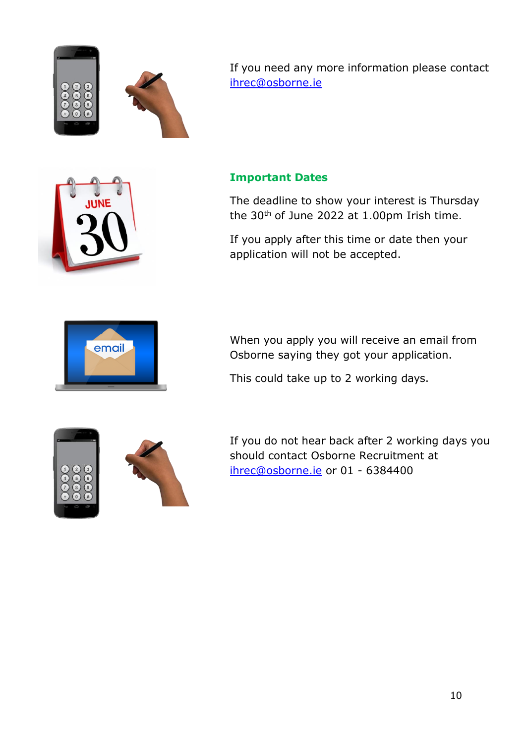If you need any more information please contact ihrec@osborne.ie

## Important Dates

The deadline to show your interest is Thursday the 30th of June 2022 at 1.00pm Irish time.

If you apply after this time or date then your application will not be accepted.

When you apply you will receive an email from Osborne saying they got your application.

This could take up to 2 working days.

If you do not hear back after 2 working days you should contact Osborne Recruitment at ihrec@osborne.ie or 01 - 6384400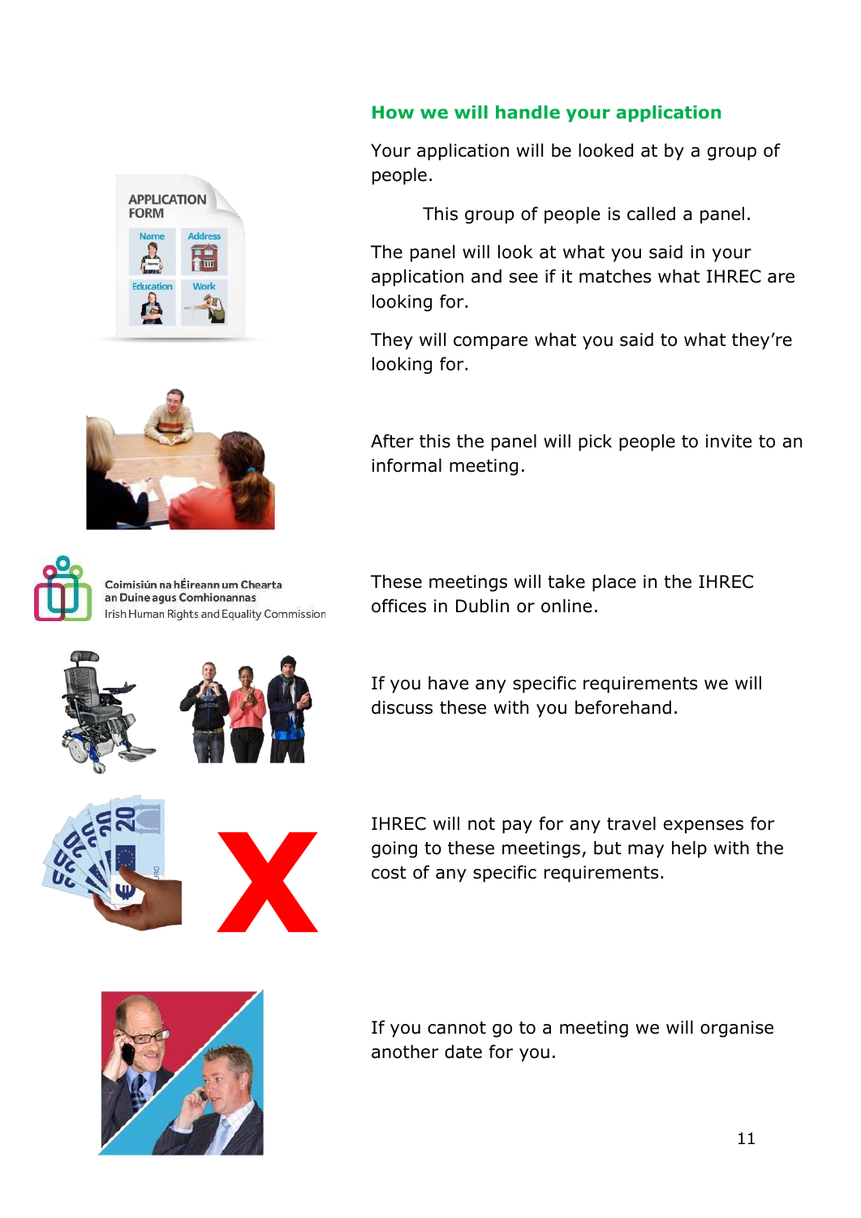## How we will handle your application

Your application will be looked at by a group of people.

This group of people is called a panel.

The panel will look at what you said in your application and see if it matches what IHREC are looking for.

They will compare what you said to what they're looking for.

After this the panel will pick people to invite to an informal meeting.

These meetings will take place in the IHREC offices in Dublin or online.

If you have any specific requirements we will discuss these with you beforehand.

IHREC will not pay for any travel expenses for going to these meetings, but may help with the cost of any specific requirements.

If you cannot go to a meeting we will organise another date for you.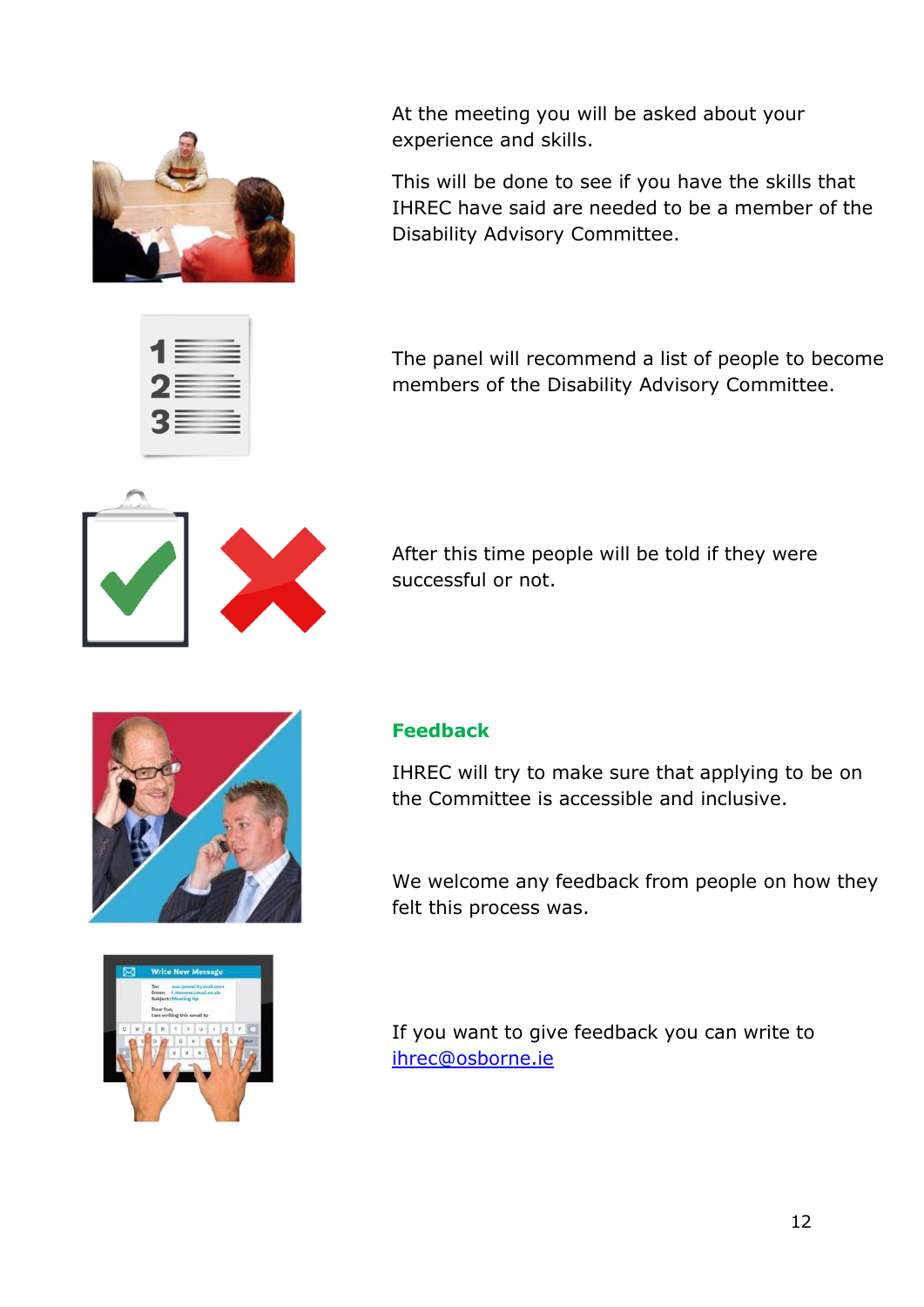At the meeting you will be asked about your experience and skills.

This will be done to see if you have the skills that IHREC have said are needed to be a member of the Disability Advisory Committee.

The panel will recommend a list of people to become members of the Disability Advisory Committee.

After this time people will be told if they were successful or not.

## Feedback

IHREC will try to make sure that applying to be on the Committee is accessible and inclusive.

We welcome any feedback from people on how they felt this process was.

If you want to give feedback you can write to [ihrec@osborne.ie](mailto:ihrec@osborne.ie)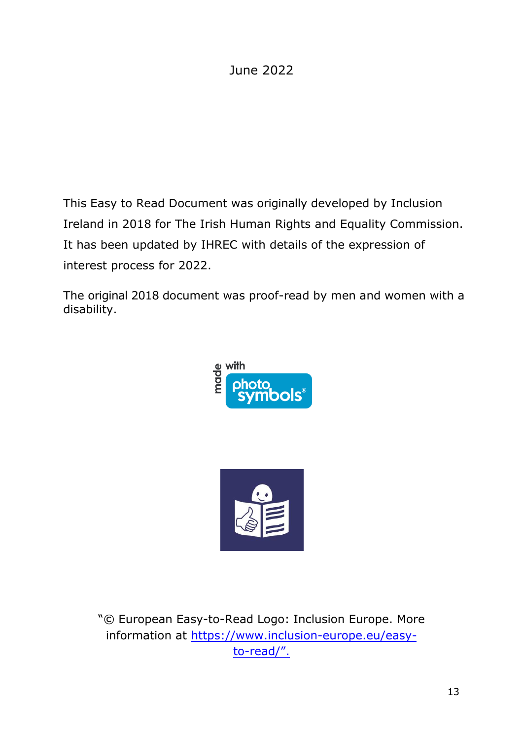June 2022

This Easy to Read Document was originally developed by Inclusion Ireland in 2018 for The Irish Human Rights and Equality Commission. It has been updated by IHREC with details of the expression of interest process for 2022.

The original 2018 document was proof-read by men and women with a disability.

made with photosymbols®

"© European Easy-to-Read Logo: Inclusion Europe. More information at https://www.inclusion-europe.eu/easy-to-read/".